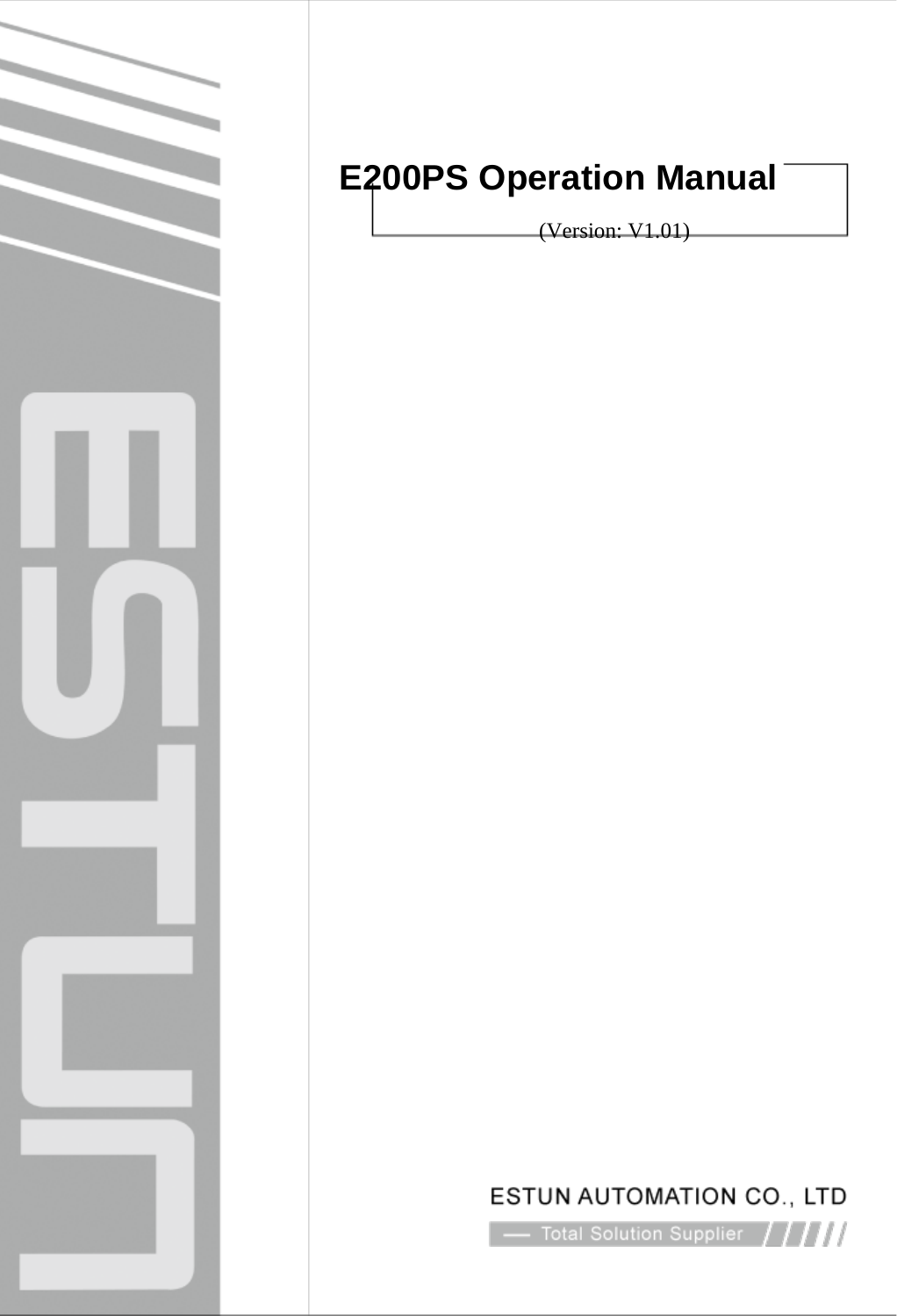# E200PS Operation Manual

(Version: V1.01)

ESTUN AUTOMATION CO., LTD

— Total Solution Supplier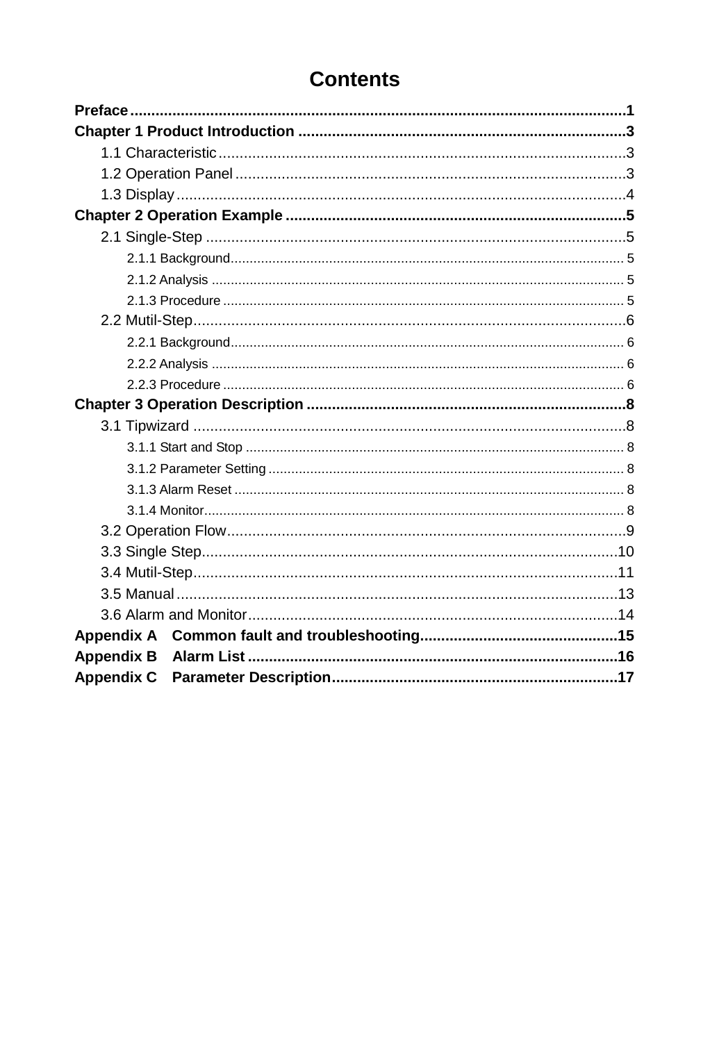# Contents

**Preface** ........................................................................................................ **1**

**Chapter 1 Product Introduction** ............................................................................ **3**

- 1.1 Characteristic ............................................................................................. 3
- 1.2 Operation Panel .......................................................................................... 3
- 1.3 Display ....................................................................................................... 4

**Chapter 2 Operation Example** .............................................................................. **5**

- 2.1 Single-Step ................................................................................................. 5
  - 2.1.1 Background ........................................................................................... 5
  - 2.1.2 Analysis ................................................................................................ 5
  - 2.1.3 Procedure .............................................................................................. 5
- 2.2 Mutil-Step ................................................................................................... 6
  - 2.2.1 Background ........................................................................................... 6
  - 2.2.2 Analysis ................................................................................................ 6
  - 2.2.3 Procedure .............................................................................................. 6

**Chapter 3 Operation Description** .......................................................................... **8**

- 3.1 Tipwizard .................................................................................................... 8
  - 3.1.1 Start and Stop ........................................................................................ 8
  - 3.1.2 Parameter Setting ................................................................................... 8
  - 3.1.3 Alarm Reset ........................................................................................... 8
  - 3.1.4 Monitor .................................................................................................. 8
- 3.2 Operation Flow ............................................................................................ 9
- 3.3 Single Step ................................................................................................. 10
- 3.4 Mutil-Step .................................................................................................. 11
- 3.5 Manual ....................................................................................................... 13
- 3.6 Alarm and Monitor ...................................................................................... 14

**Appendix A Common fault and troubleshooting** ................................................... **15**

**Appendix B Alarm List** ....................................................................................... **16**

**Appendix C Parameter Description** ..................................................................... **17**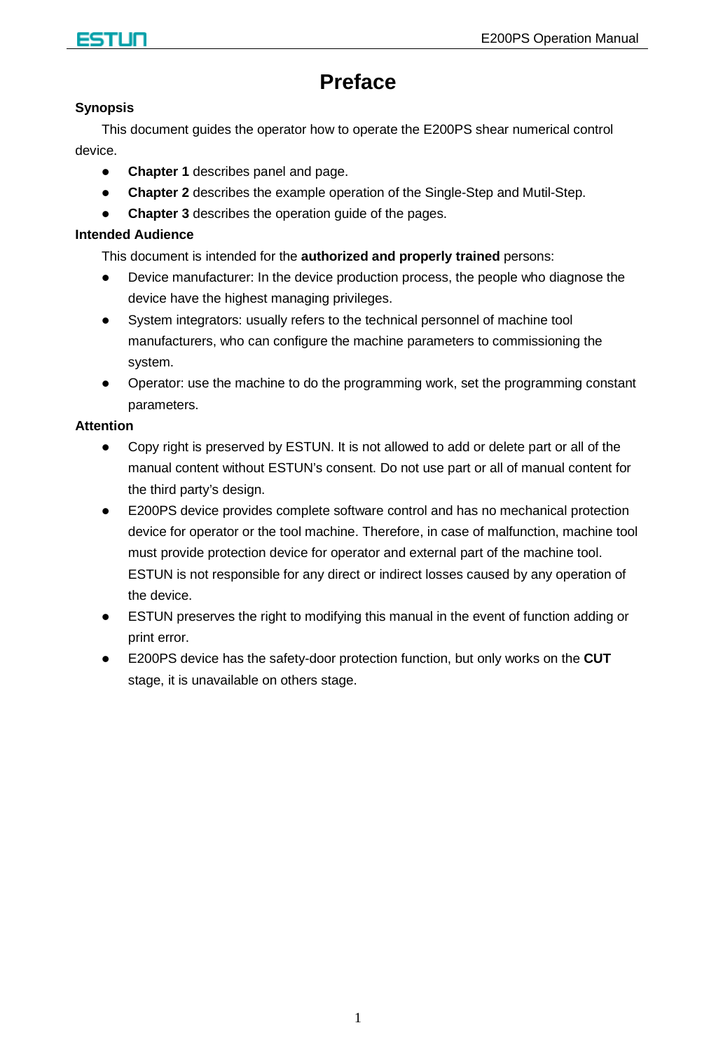# Preface

**Synopsis**

This document guides the operator how to operate the E200PS shear numerical control device.

- **Chapter 1** describes panel and page.
- **Chapter 2** describes the example operation of the Single-Step and Mutil-Step.
- **Chapter 3** describes the operation guide of the pages.

**Intended Audience**

This document is intended for the **authorized and properly trained** persons:

- Device manufacturer: In the device production process, the people who diagnose the device have the highest managing privileges.
- System integrators: usually refers to the technical personnel of machine tool manufacturers, who can configure the machine parameters to commissioning the system.
- Operator: use the machine to do the programming work, set the programming constant parameters.

**Attention**

- Copy right is preserved by ESTUN. It is not allowed to add or delete part or all of the manual content without ESTUN's consent. Do not use part or all of manual content for the third party's design.
- E200PS device provides complete software control and has no mechanical protection device for operator or the tool machine. Therefore, in case of malfunction, machine tool must provide protection device for operator and external part of the machine tool. ESTUN is not responsible for any direct or indirect losses caused by any operation of the device.
- ESTUN preserves the right to modifying this manual in the event of function adding or print error.
- E200PS device has the safety-door protection function, but only works on the **CUT** stage, it is unavailable on others stage.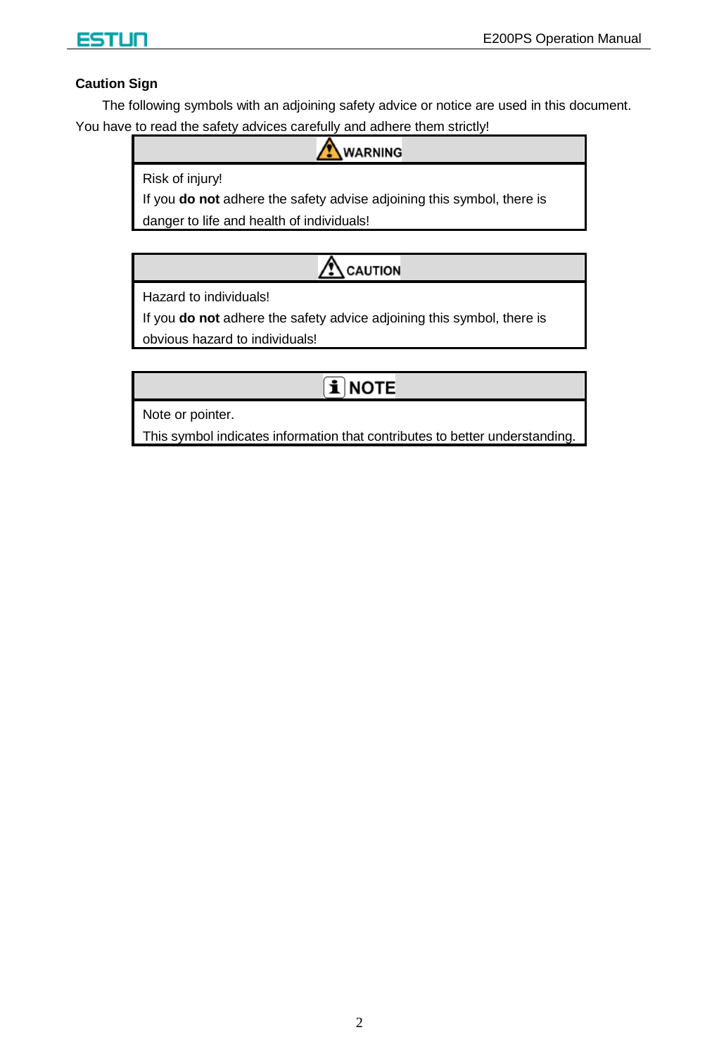### Caution Sign

The following symbols with an adjoining safety advice or notice are used in this document. You have to read the safety advices carefully and adhere them strictly!

| WARNING |
| --- |
| Risk of injury!<br>If you **do not** adhere the safety advise adjoining this symbol, there is danger to life and health of individuals! |

| CAUTION |
| --- |
| Hazard to individuals!<br>If you **do not** adhere the safety advice adjoining this symbol, there is obvious hazard to individuals! |

| NOTE |
| --- |
| Note or pointer.<br>This symbol indicates information that contributes to better understanding. |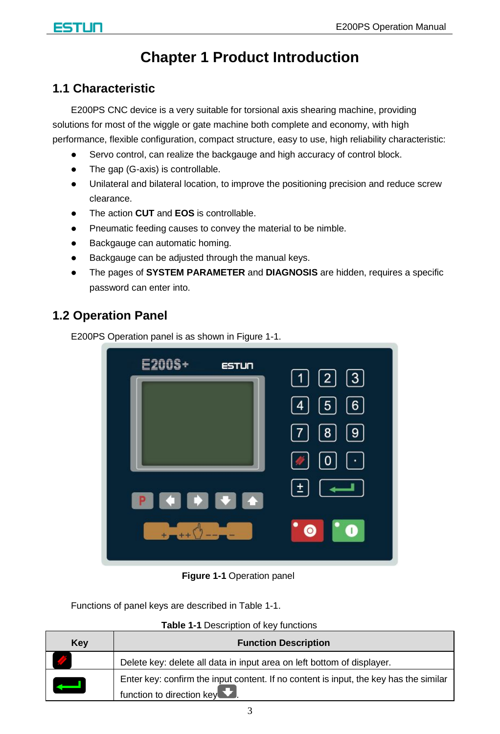# Chapter 1 Product Introduction

## 1.1 Characteristic

E200PS CNC device is a very suitable for torsional axis shearing machine, providing solutions for most of the wiggle or gate machine both complete and economy, with high performance, flexible configuration, compact structure, easy to use, high reliability characteristic:

- Servo control, can realize the backgauge and high accuracy of control block.
- The gap (G-axis) is controllable.
- Unilateral and bilateral location, to improve the positioning precision and reduce screw clearance.
- The action **CUT** and **EOS** is controllable.
- Pneumatic feeding causes to convey the material to be nimble.
- Backgauge can automatic homing.
- Backgauge can be adjusted through the manual keys.
- The pages of **SYSTEM PARAMETER** and **DIAGNOSIS** are hidden, requires a specific password can enter into.

## 1.2 Operation Panel

E200PS Operation panel is as shown in Figure 1-1.

**Figure 1-1** Operation panel

Functions of panel keys are described in Table 1-1.

**Table 1-1** Description of key functions

| Key | Function Description |
|---|---|
| | Delete key: delete all data in input area on left bottom of displayer. |
| | Enter key: confirm the input content. If no content is input, the key has the similar function to direction key . |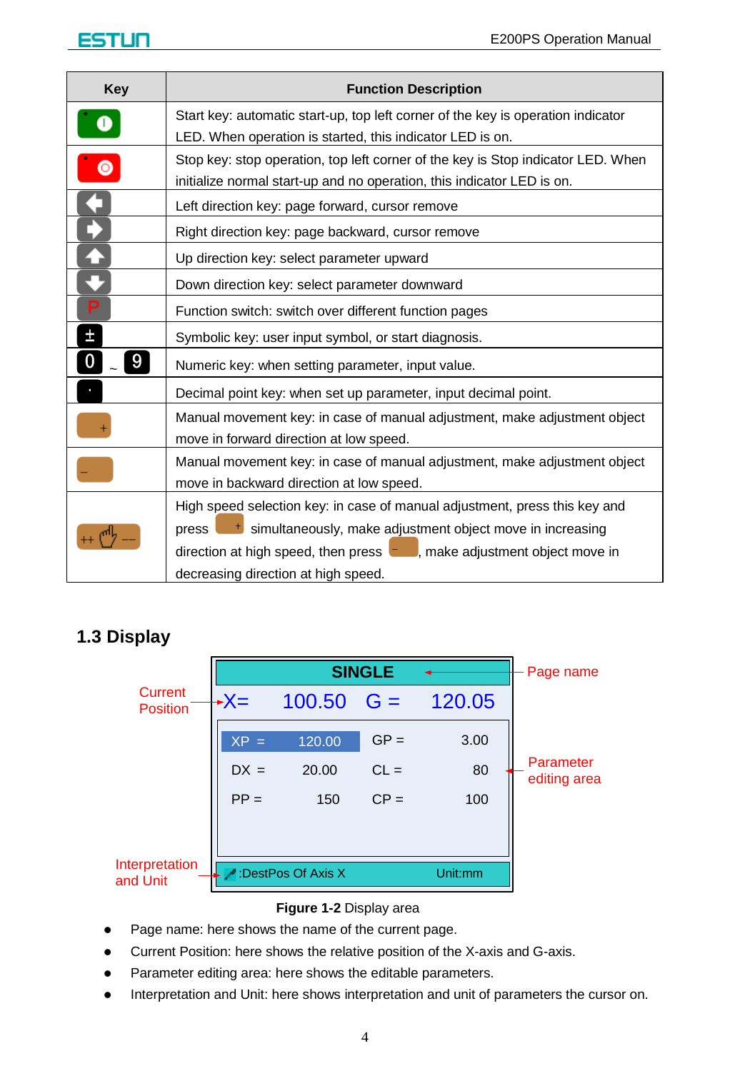| Key | Function Description |
|---|---|
| (Start key) | Start key: automatic start-up, top left corner of the key is operation indicator LED. When operation is started, this indicator LED is on. |
| (Stop key) | Stop key: stop operation, top left corner of the key is Stop indicator LED. When initialize normal start-up and no operation, this indicator LED is on. |
| (Left) | Left direction key: page forward, cursor remove |
| (Right) | Right direction key: page backward, cursor remove |
| (Up) | Up direction key: select parameter upward |
| (Down) | Down direction key: select parameter downward |
| P | Function switch: switch over different function pages |
| ± | Symbolic key: user input symbol, or start diagnosis. |
| 0 ~ 9 | Numeric key: when setting parameter, input value. |
| · | Decimal point key: when set up parameter, input decimal point. |
| + | Manual movement key: in case of manual adjustment, make adjustment object move in forward direction at low speed. |
| – | Manual movement key: in case of manual adjustment, make adjustment object move in backward direction at low speed. |
| ++ (hand) –– | High speed selection key: in case of manual adjustment, press this key and press + simultaneously, make adjustment object move in increasing direction at high speed, then press –, make adjustment object move in decreasing direction at high speed. |

## 1.3 Display

| SINGLE | | | |
|---|---|---|---|
| X= 100.50 | | G = 120.05 | |
| XP = | 120.00 | GP = | 3.00 |
| DX = | 20.00 | CL = | 80 |
| PP = | 150 | CP = | 100 |
| :DestPos Of Axis X | | Unit:mm | |

Labels: Page name; Current Position; Parameter editing area; Interpretation and Unit

**Figure 1-2** Display area

- Page name: here shows the name of the current page.
- Current Position: here shows the relative position of the X-axis and G-axis.
- Parameter editing area: here shows the editable parameters.
- Interpretation and Unit: here shows interpretation and unit of parameters the cursor on.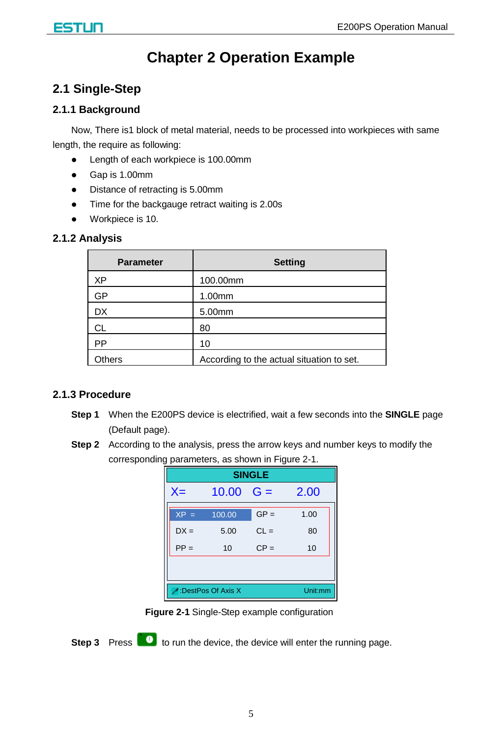# Chapter 2 Operation Example

## 2.1 Single-Step

### 2.1.1 Background

Now, There is1 block of metal material, needs to be processed into workpieces with same length, the require as following:

- Length of each workpiece is 100.00mm
- Gap is 1.00mm
- Distance of retracting is 5.00mm
- Time for the backgauge retract waiting is 2.00s
- Workpiece is 10.

### 2.1.2 Analysis

| Parameter | Setting |
|---|---|
| XP | 100.00mm |
| GP | 1.00mm |
| DX | 5.00mm |
| CL | 80 |
| PP | 10 |
| Others | According to the actual situation to set. |

### 2.1.3 Procedure

**Step 1** When the E200PS device is electrified, wait a few seconds into the **SINGLE** page (Default page).

**Step 2** According to the analysis, press the arrow keys and number keys to modify the corresponding parameters, as shown in Figure 2-1.

SINGLE

X= 10.00 G = 2.00

| | | | |
|---|---|---|---|
| XP = | 100.00 | GP = | 1.00 |
| DX = | 5.00 | CL = | 80 |
| PP = | 10 | CP = | 10 |

:DestPos Of Axis X Unit:mm

**Figure 2-1** Single-Step example configuration

**Step 3** Press to run the device, the device will enter the running page.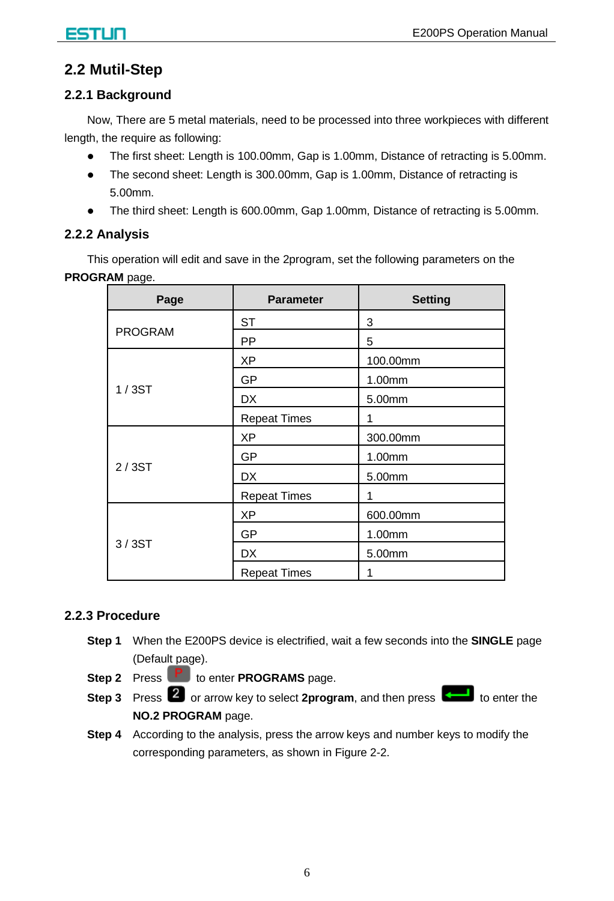## 2.2 Mutil-Step

### 2.2.1 Background

Now, There are 5 metal materials, need to be processed into three workpieces with different length, the require as following:

- The first sheet: Length is 100.00mm, Gap is 1.00mm, Distance of retracting is 5.00mm.
- The second sheet: Length is 300.00mm, Gap is 1.00mm, Distance of retracting is 5.00mm.
- The third sheet: Length is 600.00mm, Gap 1.00mm, Distance of retracting is 5.00mm.

### 2.2.2 Analysis

This operation will edit and save in the 2program, set the following parameters on the **PROGRAM** page.

| Page | Parameter | Setting |
|---|---|---|
| PROGRAM | ST | 3 |
| | PP | 5 |
| 1 / 3ST | XP | 100.00mm |
| | GP | 1.00mm |
| | DX | 5.00mm |
| | Repeat Times | 1 |
| 2 / 3ST | XP | 300.00mm |
| | GP | 1.00mm |
| | DX | 5.00mm |
| | Repeat Times | 1 |
| 3 / 3ST | XP | 600.00mm |
| | GP | 1.00mm |
| | DX | 5.00mm |
| | Repeat Times | 1 |

### 2.2.3 Procedure

**Step 1** When the E200PS device is electrified, wait a few seconds into the **SINGLE** page (Default page).

**Step 2** Press P to enter **PROGRAMS** page.

**Step 3** Press 2 or arrow key to select **2program**, and then press ⏎ to enter the **NO.2 PROGRAM** page.

**Step 4** According to the analysis, press the arrow keys and number keys to modify the corresponding parameters, as shown in Figure 2-2.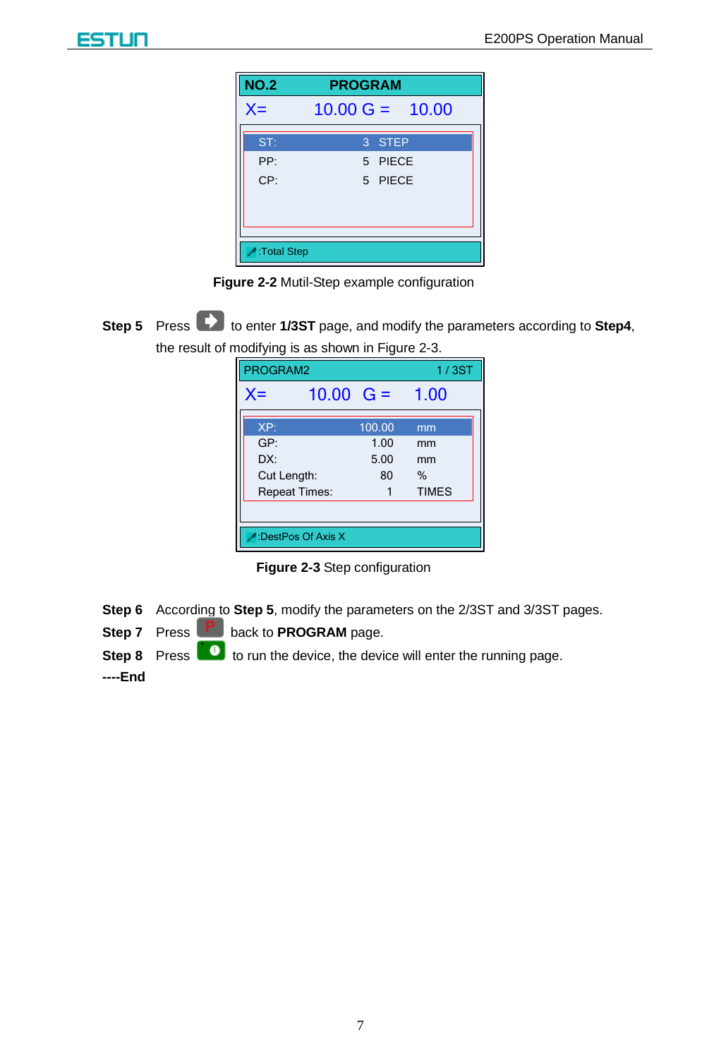| NO.2 | PROGRAM | |
|---|---|---|
| X= | 10.00 G = | 10.00 |
| ST: | 3 | STEP |
| PP: | 5 | PIECE |
| CP: | 5 | PIECE |

:Total Step

**Figure 2-2** Mutil-Step example configuration

**Step 5** Press [→] to enter **1/3ST** page, and modify the parameters according to **Step4**, the result of modifying is as shown in Figure 2-3.

| PROGRAM2 | | 1 / 3ST |
|---|---|---|
| X= | 10.00 G = | 1.00 |
| XP: | 100.00 | mm |
| GP: | 1.00 | mm |
| DX: | 5.00 | mm |
| Cut Length: | 80 | % |
| Repeat Times: | 1 | TIMES |

:DestPos Of Axis X

**Figure 2-3** Step configuration

**Step 6** According to **Step 5**, modify the parameters on the 2/3ST and 3/3ST pages.

**Step 7** Press [P] back to **PROGRAM** page.

**Step 8** Press [Start] to run the device, the device will enter the running page.

**----End**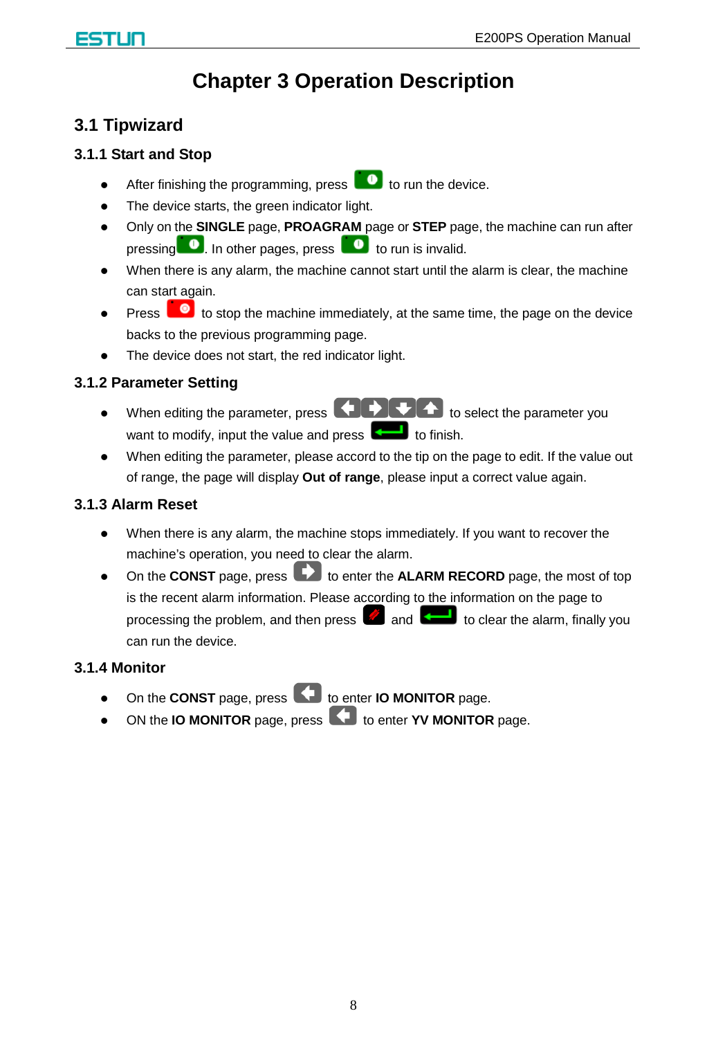# Chapter 3 Operation Description

## 3.1 Tipwizard

### 3.1.1 Start and Stop

- After finishing the programming, press  to run the device.
- The device starts, the green indicator light.
- Only on the **SINGLE** page, **PROAGRAM** page or **STEP** page, the machine can run after pressing . In other pages, press  to run is invalid.
- When there is any alarm, the machine cannot start until the alarm is clear, the machine can start again.
- Press  to stop the machine immediately, at the same time, the page on the device backs to the previous programming page.
- The device does not start, the red indicator light.

### 3.1.2 Parameter Setting

- When editing the parameter, press  to select the parameter you want to modify, input the value and press  to finish.
- When editing the parameter, please accord to the tip on the page to edit. If the value out of range, the page will display **Out of range**, please input a correct value again.

### 3.1.3 Alarm Reset

- When there is any alarm, the machine stops immediately. If you want to recover the machine's operation, you need to clear the alarm.
- On the **CONST** page, press  to enter the **ALARM RECORD** page, the most of top is the recent alarm information. Please according to the information on the page to processing the problem, and then press  and  to clear the alarm, finally you can run the device.

### 3.1.4 Monitor

- On the **CONST** page, press  to enter **IO MONITOR** page.
- ON the **IO MONITOR** page, press  to enter **YV MONITOR** page.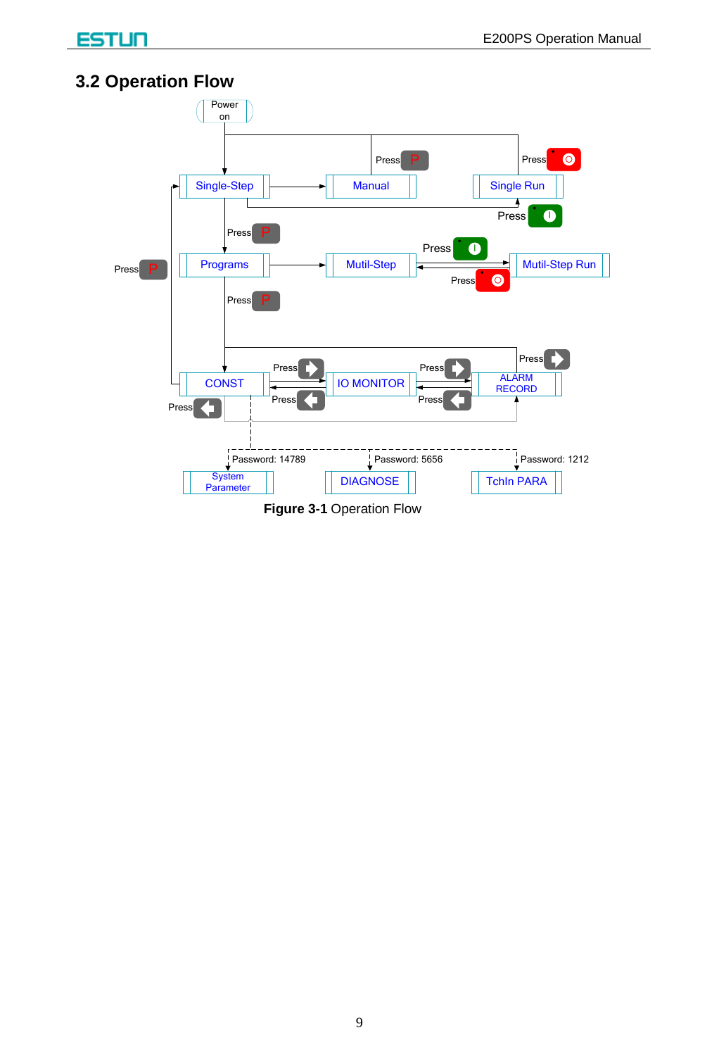## 3.2 Operation Flow

Power on

Single-Step — Manual — Single Run

Press P

Press (stop)

Press (start)

Programs — Mutil-Step — Mutil-Step Run

Press P

Press (start)

Press (stop)

CONST — IO MONITOR — ALARM RECORD

Press (right arrow)

Press (left arrow)

Password: 14789 — System Parameter

Password: 5656 — DIAGNOSE

Password: 1212 — TchIn PARA

**Figure 3-1** Operation Flow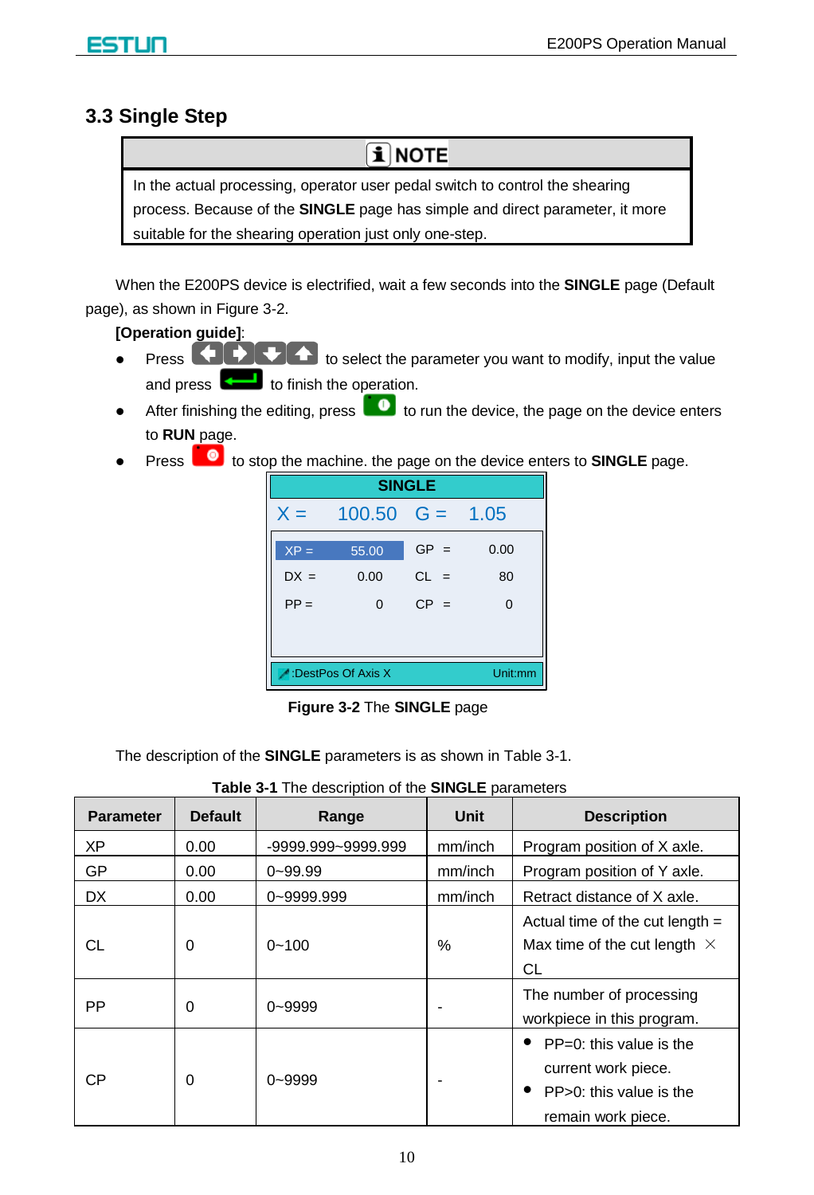## 3.3 Single Step

> **NOTE**
>
> In the actual processing, operator user pedal switch to control the shearing process. Because of the **SINGLE** page has simple and direct parameter, it more suitable for the shearing operation just only one-step.

When the E200PS device is electrified, wait a few seconds into the **SINGLE** page (Default page), as shown in Figure 3-2.

**[Operation guide]**:

- Press ← → ↓ ↑ to select the parameter you want to modify, input the value and press ↵ to finish the operation.
- After finishing the editing, press [run] to run the device, the page on the device enters to **RUN** page.
- Press [stop] to stop the machine. the page on the device enters to **SINGLE** page.

| SINGLE | | | |
|---|---|---|---|
| X = 100.50 | | G = 1.05 | |
| XP = | 55.00 | GP = | 0.00 |
| DX = | 0.00 | CL = | 80 |
| PP = | 0 | CP = | 0 |
| :DestPos Of Axis X | | | Unit:mm |

**Figure 3-2** The **SINGLE** page

The description of the **SINGLE** parameters is as shown in Table 3-1.

**Table 3-1** The description of the **SINGLE** parameters

| Parameter | Default | Range | Unit | Description |
|---|---|---|---|---|
| XP | 0.00 | -9999.999~9999.999 | mm/inch | Program position of X axle. |
| GP | 0.00 | 0~99.99 | mm/inch | Program position of Y axle. |
| DX | 0.00 | 0~9999.999 | mm/inch | Retract distance of X axle. |
| CL | 0 | 0~100 | % | Actual time of the cut length = Max time of the cut length × CL |
| PP | 0 | 0~9999 | - | The number of processing workpiece in this program. |
| CP | 0 | 0~9999 | - | • PP=0: this value is the current work piece.<br>• PP>0: this value is the remain work piece. |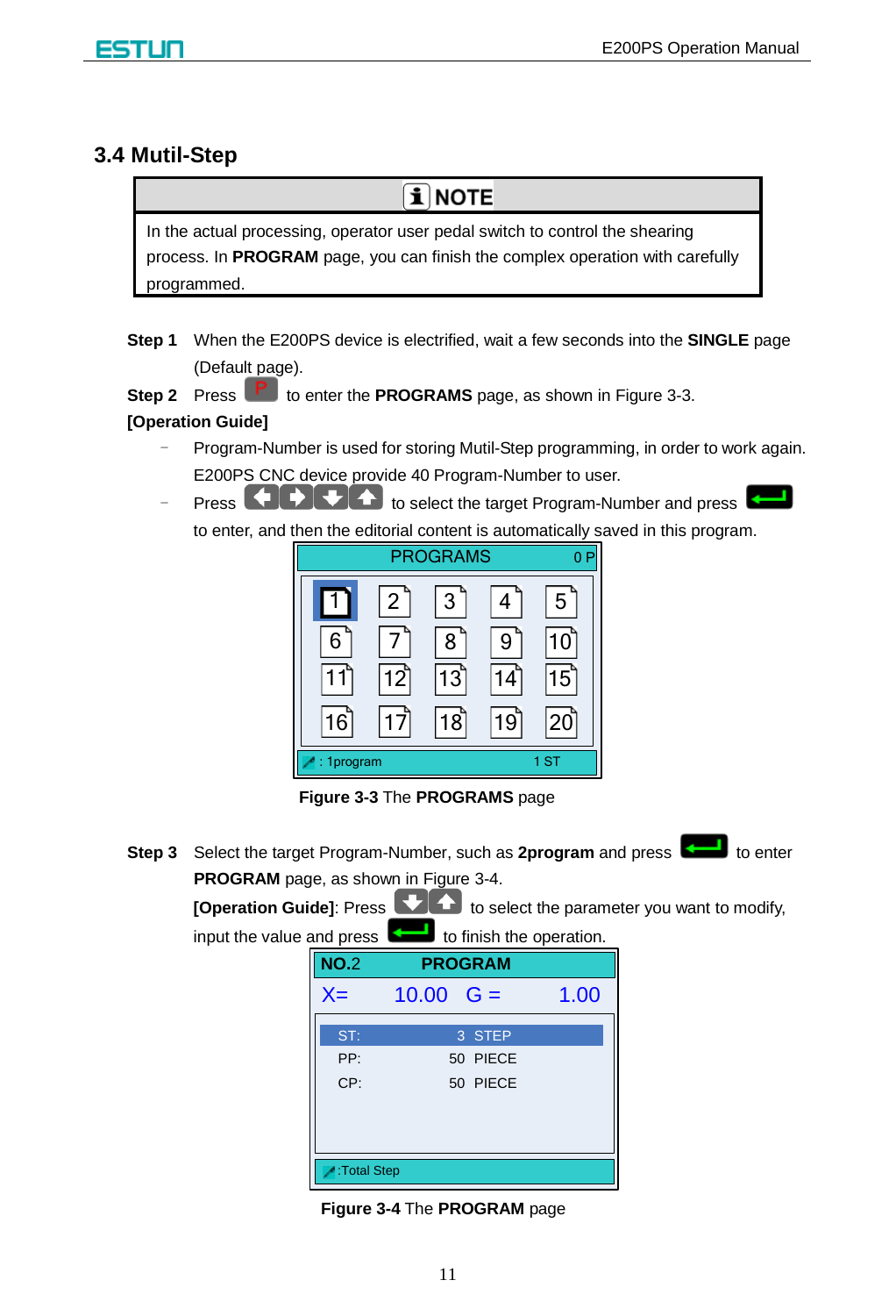## 3.4 Mutil-Step

| NOTE |
|---|
| In the actual processing, operator user pedal switch to control the shearing process. In **PROGRAM** page, you can finish the complex operation with carefully programmed. |

**Step 1** When the E200PS device is electrified, wait a few seconds into the **SINGLE** page (Default page).

**Step 2** Press P to enter the **PROGRAMS** page, as shown in Figure 3-3.

**[Operation Guide]**

- Program-Number is used for storing Mutil-Step programming, in order to work again. E200PS CNC device provide 40 Program-Number to user.
- Press ←→↓↑ to select the target Program-Number and press ↵ to enter, and then the editorial content is automatically saved in this program.

PROGRAMS 0 P

| 1 | 2 | 3 | 4 | 5 |
|---|---|---|---|---|
| 6 | 7 | 8 | 9 | 10 |
| 11 | 12 | 13 | 14 | 15 |
| 16 | 17 | 18 | 19 | 20 |

: 1program 1 ST

**Figure 3-3** The **PROGRAMS** page

**Step 3** Select the target Program-Number, such as **2program** and press ↵ to enter **PROGRAM** page, as shown in Figure 3-4.

**[Operation Guide]**: Press ↓↑ to select the parameter you want to modify, input the value and press ↵ to finish the operation.

**NO.**2 **PROGRAM**

X= 10.00 G = 1.00

| | |
|---|---|
| ST: | 3 STEP |
| PP: | 50 PIECE |
| CP: | 50 PIECE |

:Total Step

**Figure 3-4** The **PROGRAM** page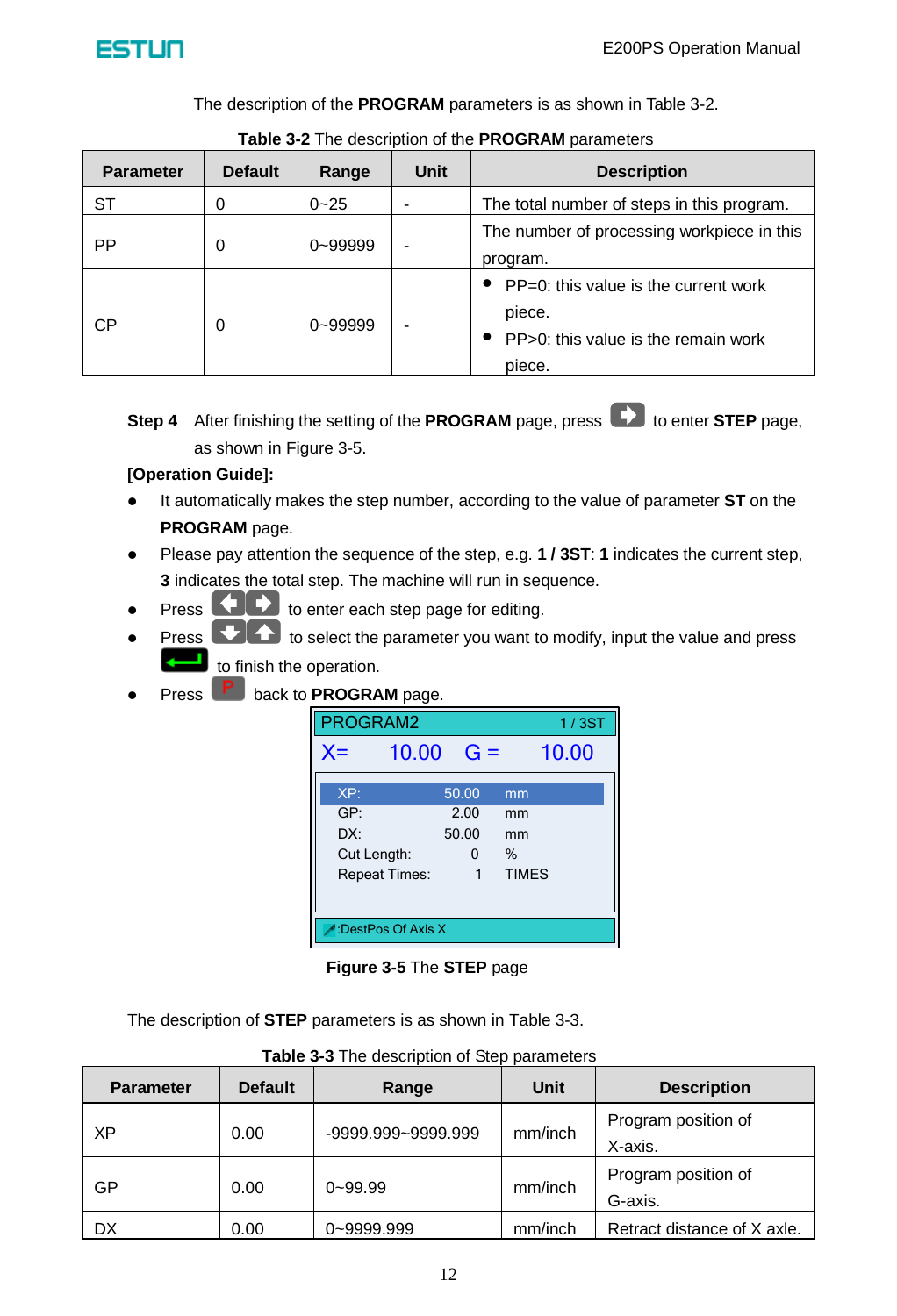The description of the **PROGRAM** parameters is as shown in Table 3-2.

**Table 3-2** The description of the **PROGRAM** parameters

| Parameter | Default | Range | Unit | Description |
|---|---|---|---|---|
| ST | 0 | 0~25 | - | The total number of steps in this program. |
| PP | 0 | 0~99999 | - | The number of processing workpiece in this program. |
| CP | 0 | 0~99999 | - | • PP=0: this value is the current work piece. • PP>0: this value is the remain work piece. |

**Step 4** After finishing the setting of the **PROGRAM** page, press [→] to enter **STEP** page, as shown in Figure 3-5.

**[Operation Guide]:**

- It automatically makes the step number, according to the value of parameter **ST** on the **PROGRAM** page.
- Please pay attention the sequence of the step, e.g. **1 / 3ST**: **1** indicates the current step, **3** indicates the total step. The machine will run in sequence.
- Press [←][→] to enter each step page for editing.
- Press [↓][↑] to select the parameter you want to modify, input the value and press [Enter] to finish the operation.
- Press [P] back to **PROGRAM** page.

```
PROGRAM2                         1 / 3ST
X=    10.00    G =     10.00

  XP:              50.00    mm
  GP:               2.00    mm
  DX:              50.00    mm
  Cut Length:          0    %
  Repeat Times:        1    TIMES

:DestPos Of Axis X
```

**Figure 3-5** The **STEP** page

The description of **STEP** parameters is as shown in Table 3-3.

**Table 3-3** The description of Step parameters

| Parameter | Default | Range | Unit | Description |
|---|---|---|---|---|
| XP | 0.00 | -9999.999~9999.999 | mm/inch | Program position of X-axis. |
| GP | 0.00 | 0~99.99 | mm/inch | Program position of G-axis. |
| DX | 0.00 | 0~9999.999 | mm/inch | Retract distance of X axle. |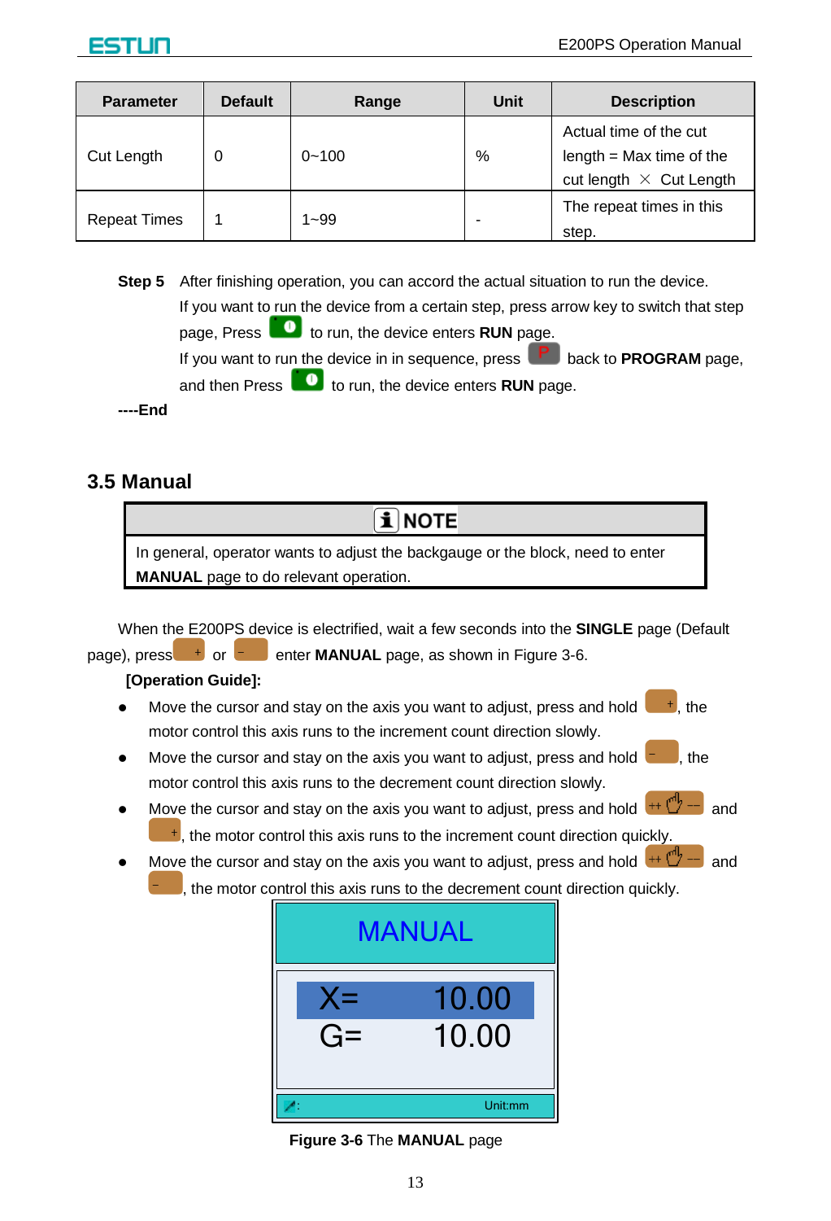| Parameter | Default | Range | Unit | Description |
|---|---|---|---|---|
| Cut Length | 0 | 0~100 | % | Actual time of the cut length = Max time of the cut length × Cut Length |
| Repeat Times | 1 | 1~99 | - | The repeat times in this step. |

**Step 5** After finishing operation, you can accord the actual situation to run the device.
If you want to run the device from a certain step, press arrow key to switch that step page, Press [run key] to run, the device enters **RUN** page.
If you want to run the device in in sequence, press [P key] back to **PROGRAM** page, and then Press [run key] to run, the device enters **RUN** page.

**----End**

## 3.5 Manual

| NOTE |
|---|
| In general, operator wants to adjust the backgauge or the block, need to enter **MANUAL** page to do relevant operation. |

When the E200PS device is electrified, wait a few seconds into the **SINGLE** page (Default page), press [+] or [-] enter **MANUAL** page, as shown in Figure 3-6.

**[Operation Guide]:**

- Move the cursor and stay on the axis you want to adjust, press and hold [+], the motor control this axis runs to the increment count direction slowly.
- Move the cursor and stay on the axis you want to adjust, press and hold [-], the motor control this axis runs to the decrement count direction slowly.
- Move the cursor and stay on the axis you want to adjust, press and hold [++/--] and [+], the motor control this axis runs to the increment count direction quickly.
- Move the cursor and stay on the axis you want to adjust, press and hold [++/--] and [-], the motor control this axis runs to the decrement count direction quickly.

MANUAL

X= 10.00
G= 10.00

Unit:mm

**Figure 3-6** The **MANUAL** page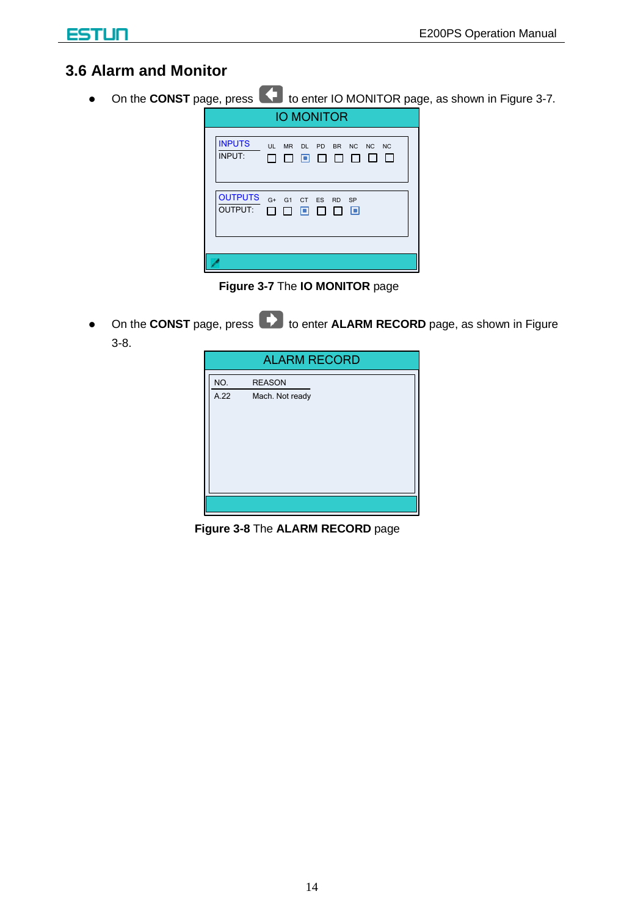## 3.6 Alarm and Monitor

- On the **CONST** page, press [left arrow button] to enter IO MONITOR page, as shown in Figure 3-7.

IO MONITOR

| INPUTS | UL | MR | DL | PD | BR | NC | NC | NC |
|---|---|---|---|---|---|---|---|---|
| INPUT: | ☐ | ☐ | ▣ | ☐ | ☐ | ☐ | ☐ | ☐ |

| OUTPUTS | G+ | G1 | CT | ES | RD | SP |
|---|---|---|---|---|---|---|
| OUTPUT: | ☐ | ☐ | ▣ | ☐ | ☐ | ▣ |

**Figure 3-7** The **IO MONITOR** page

- On the **CONST** page, press [right arrow button] to enter **ALARM RECORD** page, as shown in Figure 3-8.

ALARM RECORD

| NO. | REASON |
|---|---|
| A.22 | Mach. Not ready |

**Figure 3-8** The **ALARM RECORD** page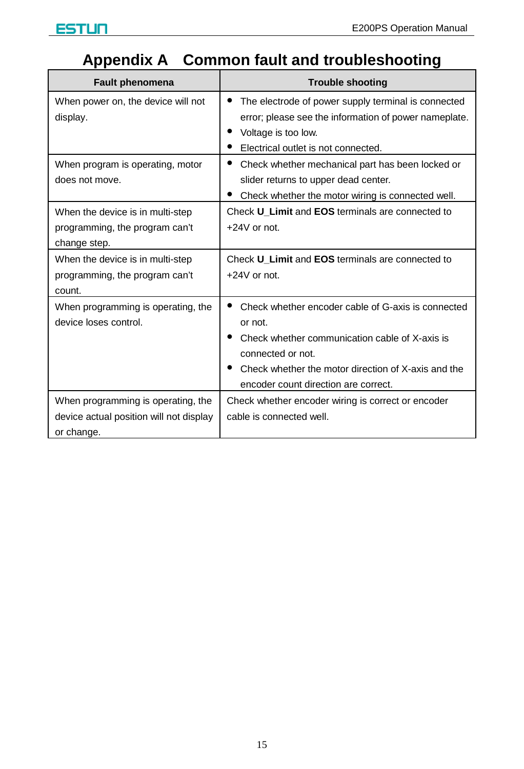# Appendix A Common fault and troubleshooting

| Fault phenomena | Trouble shooting |
| --- | --- |
| When power on, the device will not display. | • The electrode of power supply terminal is connected error; please see the information of power nameplate.<br>• Voltage is too low.<br>• Electrical outlet is not connected. |
| When program is operating, motor does not move. | • Check whether mechanical part has been locked or slider returns to upper dead center.<br>• Check whether the motor wiring is connected well. |
| When the device is in multi-step programming, the program can't change step. | Check **U_Limit** and **EOS** terminals are connected to +24V or not. |
| When the device is in multi-step programming, the program can't count. | Check **U_Limit** and **EOS** terminals are connected to +24V or not. |
| When programming is operating, the device loses control. | • Check whether encoder cable of G-axis is connected or not.<br>• Check whether communication cable of X-axis is connected or not.<br>• Check whether the motor direction of X-axis and the encoder count direction are correct. |
| When programming is operating, the device actual position will not display or change. | Check whether encoder wiring is correct or encoder cable is connected well. |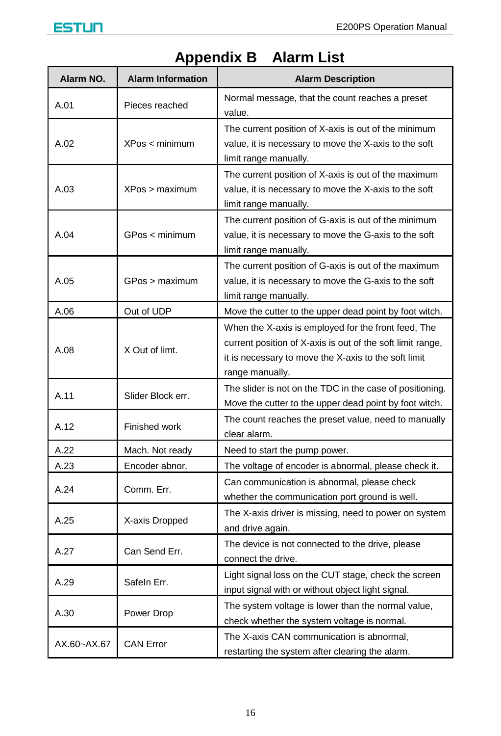# Appendix B　Alarm List

| Alarm NO. | Alarm Information | Alarm Description |
|---|---|---|
| A.01 | Pieces reached | Normal message, that the count reaches a preset value. |
| A.02 | XPos < minimum | The current position of X-axis is out of the minimum value, it is necessary to move the X-axis to the soft limit range manually. |
| A.03 | XPos > maximum | The current position of X-axis is out of the maximum value, it is necessary to move the X-axis to the soft limit range manually. |
| A.04 | GPos < minimum | The current position of G-axis is out of the minimum value, it is necessary to move the G-axis to the soft limit range manually. |
| A.05 | GPos > maximum | The current position of G-axis is out of the maximum value, it is necessary to move the G-axis to the soft limit range manually. |
| A.06 | Out of UDP | Move the cutter to the upper dead point by foot witch. |
| A.08 | X Out of limt. | When the X-axis is employed for the front feed, The current position of X-axis is out of the soft limit range, it is necessary to move the X-axis to the soft limit range manually. |
| A.11 | Slider Block err. | The slider is not on the TDC in the case of positioning. Move the cutter to the upper dead point by foot witch. |
| A.12 | Finished work | The count reaches the preset value, need to manually clear alarm. |
| A.22 | Mach. Not ready | Need to start the pump power. |
| A.23 | Encoder abnor. | The voltage of encoder is abnormal, please check it. |
| A.24 | Comm. Err. | Can communication is abnormal, please check whether the communication port ground is well. |
| A.25 | X-axis Dropped | The X-axis driver is missing, need to power on system and drive again. |
| A.27 | Can Send Err. | The device is not connected to the drive, please connect the drive. |
| A.29 | SafeIn Err. | Light signal loss on the CUT stage, check the screen input signal with or without object light signal. |
| A.30 | Power Drop | The system voltage is lower than the normal value, check whether the system voltage is normal. |
| AX.60~AX.67 | CAN Error | The X-axis CAN communication is abnormal, restarting the system after clearing the alarm. |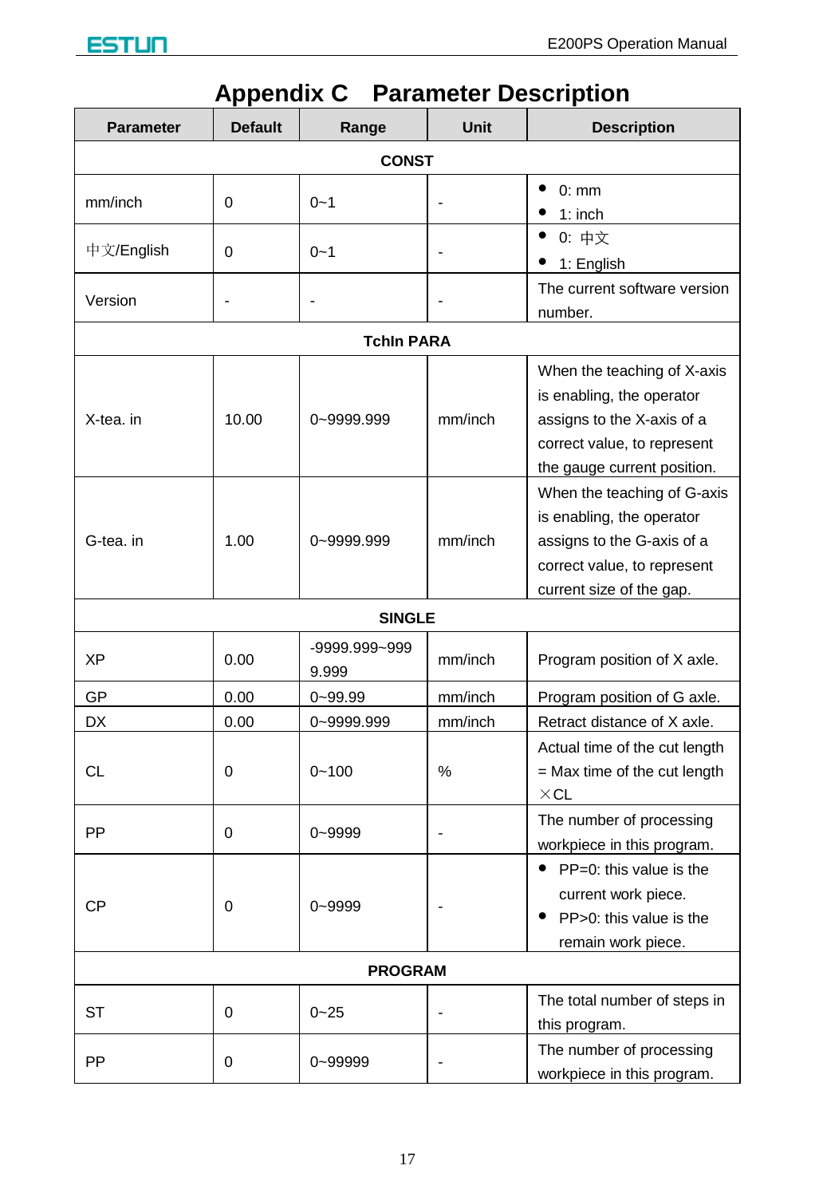# Appendix C　Parameter Description

| Parameter | Default | Range | Unit | Description |
|---|---|---|---|---|
| **CONST** | | | | |
| mm/inch | 0 | 0~1 | - | • 0: mm<br>• 1: inch |
| 中文/English | 0 | 0~1 | - | • 0: 中文<br>• 1: English |
| Version | - | - | - | The current software version number. |
| **TchIn PARA** | | | | |
| X-tea. in | 10.00 | 0~9999.999 | mm/inch | When the teaching of X-axis is enabling, the operator assigns to the X-axis of a correct value, to represent the gauge current position. |
| G-tea. in | 1.00 | 0~9999.999 | mm/inch | When the teaching of G-axis is enabling, the operator assigns to the G-axis of a correct value, to represent current size of the gap. |
| **SINGLE** | | | | |
| XP | 0.00 | -9999.999~9999.999 | mm/inch | Program position of X axle. |
| GP | 0.00 | 0~99.99 | mm/inch | Program position of G axle. |
| DX | 0.00 | 0~9999.999 | mm/inch | Retract distance of X axle. |
| CL | 0 | 0~100 | % | Actual time of the cut length = Max time of the cut length ×CL |
| PP | 0 | 0~9999 | - | The number of processing workpiece in this program. |
| CP | 0 | 0~9999 | - | • PP=0: this value is the current work piece.<br>• PP>0: this value is the remain work piece. |
| **PROGRAM** | | | | |
| ST | 0 | 0~25 | - | The total number of steps in this program. |
| PP | 0 | 0~99999 | - | The number of processing workpiece in this program. |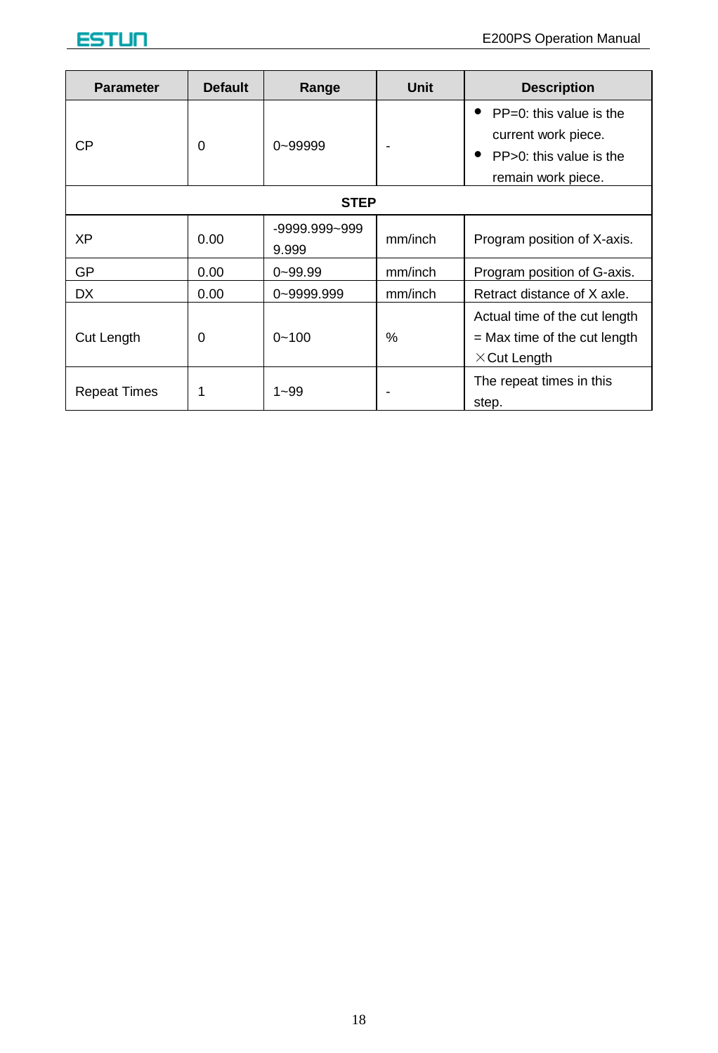| Parameter | Default | Range | Unit | Description |
|---|---|---|---|---|
| CP | 0 | 0~99999 | - | ● PP=0: this value is the current work piece.<br>● PP>0: this value is the remain work piece. |
| **STEP** | | | | |
| XP | 0.00 | -9999.999~9999.999 | mm/inch | Program position of X-axis. |
| GP | 0.00 | 0~99.99 | mm/inch | Program position of G-axis. |
| DX | 0.00 | 0~9999.999 | mm/inch | Retract distance of X axle. |
| Cut Length | 0 | 0~100 | % | Actual time of the cut length = Max time of the cut length ×Cut Length |
| Repeat Times | 1 | 1~99 | - | The repeat times in this step. |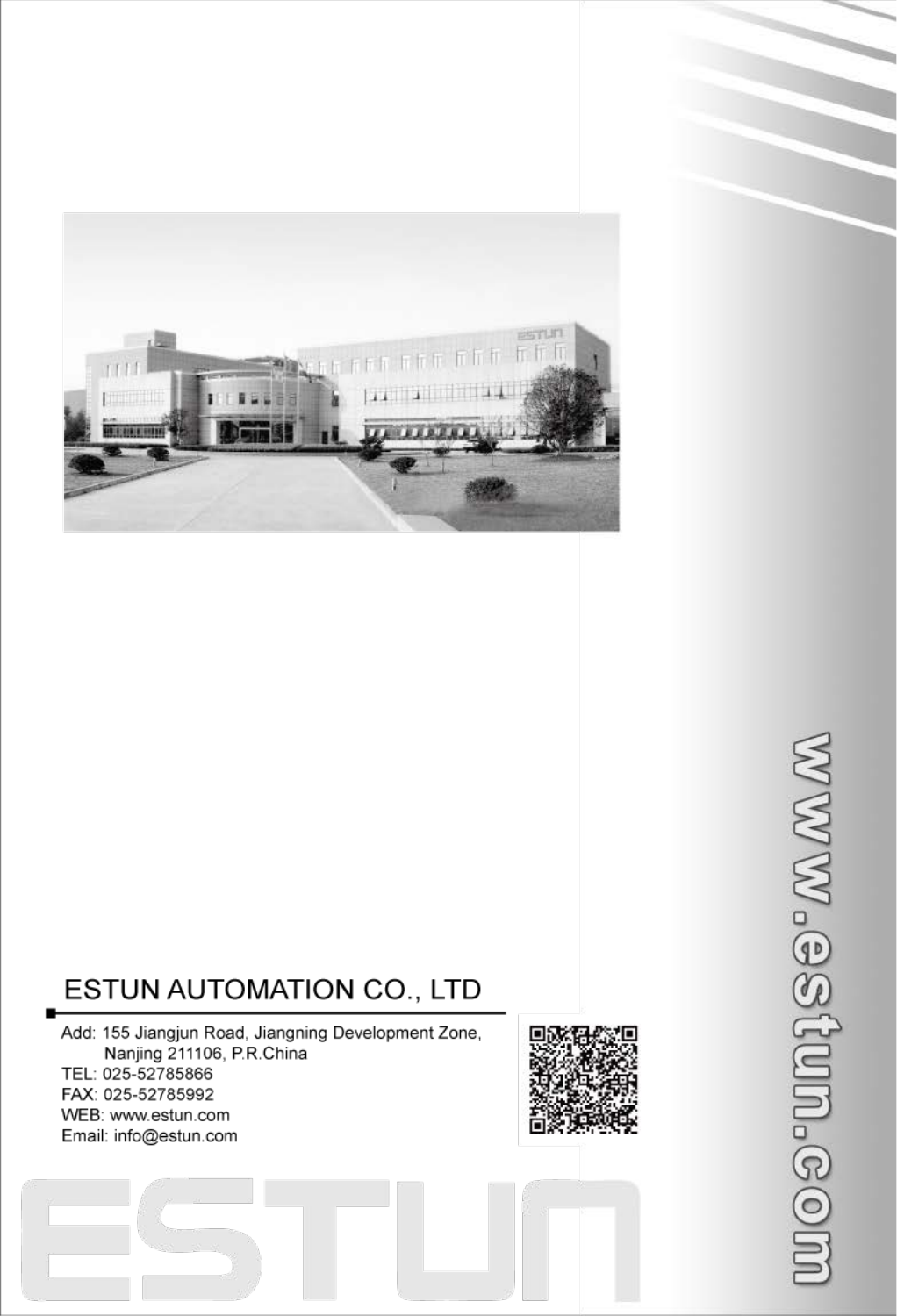ESTUN AUTOMATION CO., LTD

Add: 155 Jiangjun Road, Jiangning Development Zone, Nanjing 211106, P.R.China
TEL: 025-52785866
FAX: 025-52785992
WEB: www.estun.com
Email: info@estun.com

www.estun.com